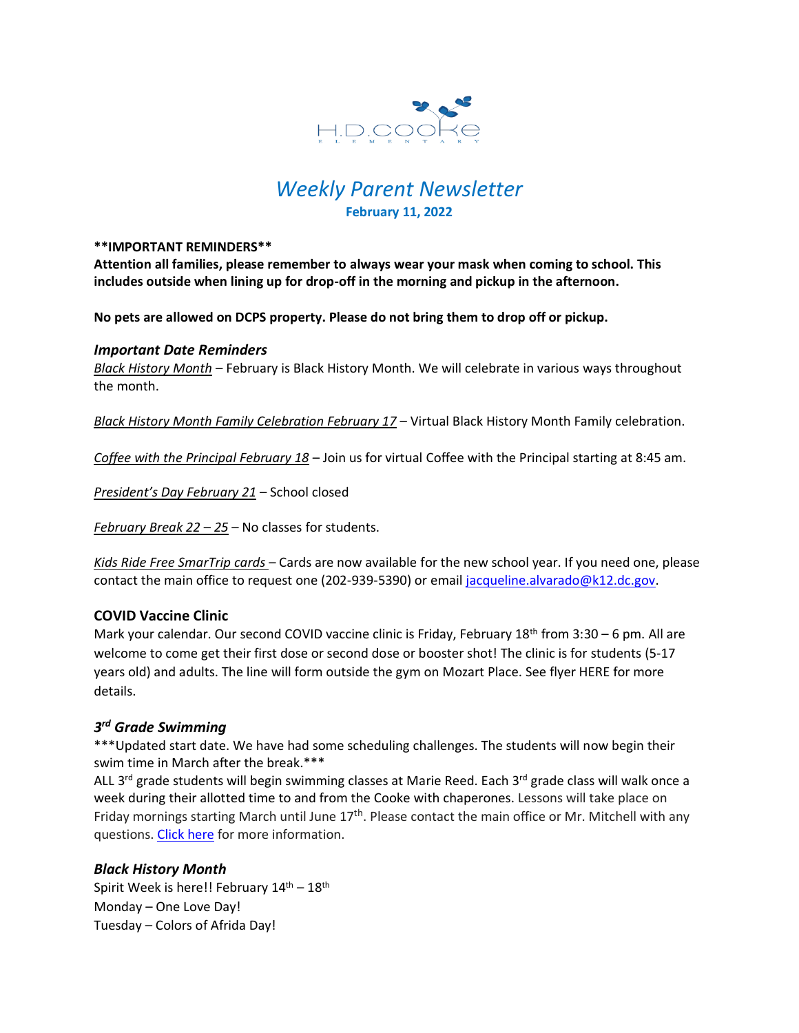H.D.COOKE ELEMENTARY

# *Weekly Parent Newsletter*

**February 11, 2022**

****IMPORTANT REMINDERS****

**Attention all families, please remember to always wear your mask when coming to school. This includes outside when lining up for drop-off in the morning and pickup in the afternoon.**

**No pets are allowed on DCPS property. Please do not bring them to drop off or pickup.**

### *Important Date Reminders*

*Black History Month* – February is Black History Month. We will celebrate in various ways throughout the month.

*Black History Month Family Celebration February 17* – Virtual Black History Month Family celebration.

*Coffee with the Principal February 18* – Join us for virtual Coffee with the Principal starting at 8:45 am.

*President's Day February 21* – School closed

*February Break 22 – 25* – No classes for students.

*Kids Ride Free SmarTrip cards* – Cards are now available for the new school year. If you need one, please contact the main office to request one (202-939-5390) or email jacqueline.alvarado@k12.dc.gov.

### COVID Vaccine Clinic

Mark your calendar. Our second COVID vaccine clinic is Friday, February 18th from 3:30 – 6 pm. All are welcome to come get their first dose or second dose or booster shot! The clinic is for students (5-17 years old) and adults. The line will form outside the gym on Mozart Place. See flyer HERE for more details.

### *3rd Grade Swimming*

***Updated start date. We have had some scheduling challenges. The students will now begin their swim time in March after the break.***

ALL 3rd grade students will begin swimming classes at Marie Reed. Each 3rd grade class will walk once a week during their allotted time to and from the Cooke with chaperones. Lessons will take place on Friday mornings starting March until June 17th. Please contact the main office or Mr. Mitchell with any questions. Click here for more information.

### *Black History Month*

Spirit Week is here!! February 14th – 18th

Monday – One Love Day!

Tuesday – Colors of Afrida Day!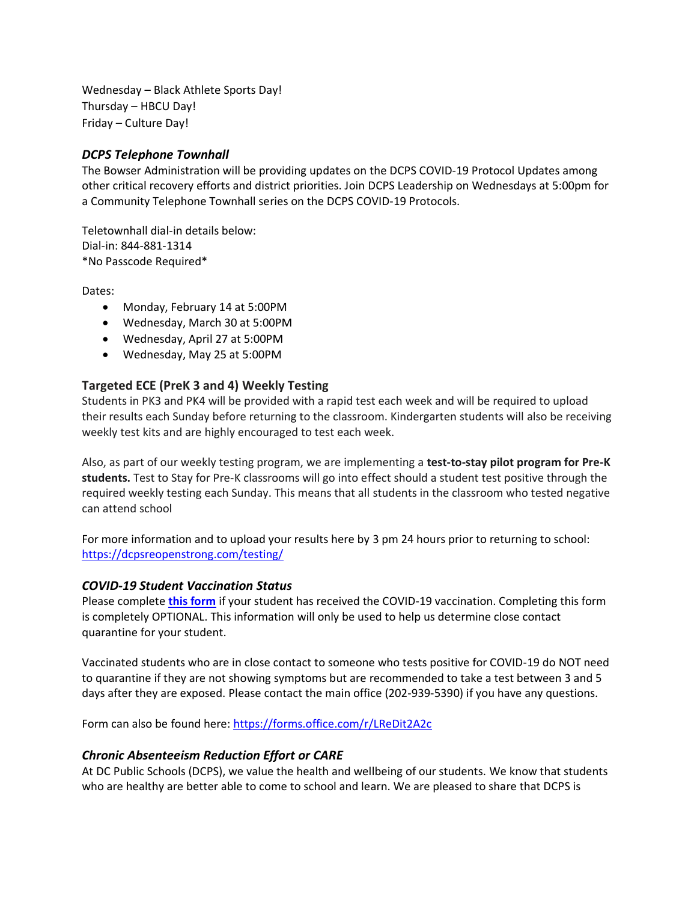Wednesday – Black Athlete Sports Day!
Thursday – HBCU Day!
Friday – Culture Day!

### *DCPS Telephone Townhall*

The Bowser Administration will be providing updates on the DCPS COVID-19 Protocol Updates among other critical recovery efforts and district priorities. Join DCPS Leadership on Wednesdays at 5:00pm for a Community Telephone Townhall series on the DCPS COVID-19 Protocols.

Teletownhall dial-in details below:
Dial-in: 844-881-1314
*No Passcode Required*

Dates:

- Monday, February 14 at 5:00PM
- Wednesday, March 30 at 5:00PM
- Wednesday, April 27 at 5:00PM
- Wednesday, May 25 at 5:00PM

### Targeted ECE (PreK 3 and 4) Weekly Testing

Students in PK3 and PK4 will be provided with a rapid test each week and will be required to upload their results each Sunday before returning to the classroom. Kindergarten students will also be receiving weekly test kits and are highly encouraged to test each week.

Also, as part of our weekly testing program, we are implementing a **test-to-stay pilot program for Pre-K students.** Test to Stay for Pre-K classrooms will go into effect should a student test positive through the required weekly testing each Sunday. This means that all students in the classroom who tested negative can attend school

For more information and to upload your results here by 3 pm 24 hours prior to returning to school: https://dcpsreopenstrong.com/testing/

### *COVID-19 Student Vaccination Status*

Please complete **this form** if your student has received the COVID-19 vaccination. Completing this form is completely OPTIONAL. This information will only be used to help us determine close contact quarantine for your student.

Vaccinated students who are in close contact to someone who tests positive for COVID-19 do NOT need to quarantine if they are not showing symptoms but are recommended to take a test between 3 and 5 days after they are exposed. Please contact the main office (202-939-5390) if you have any questions.

Form can also be found here: https://forms.office.com/r/LReDit2A2c

### *Chronic Absenteeism Reduction Effort or CARE*

At DC Public Schools (DCPS), we value the health and wellbeing of our students. We know that students who are healthy are better able to come to school and learn. We are pleased to share that DCPS is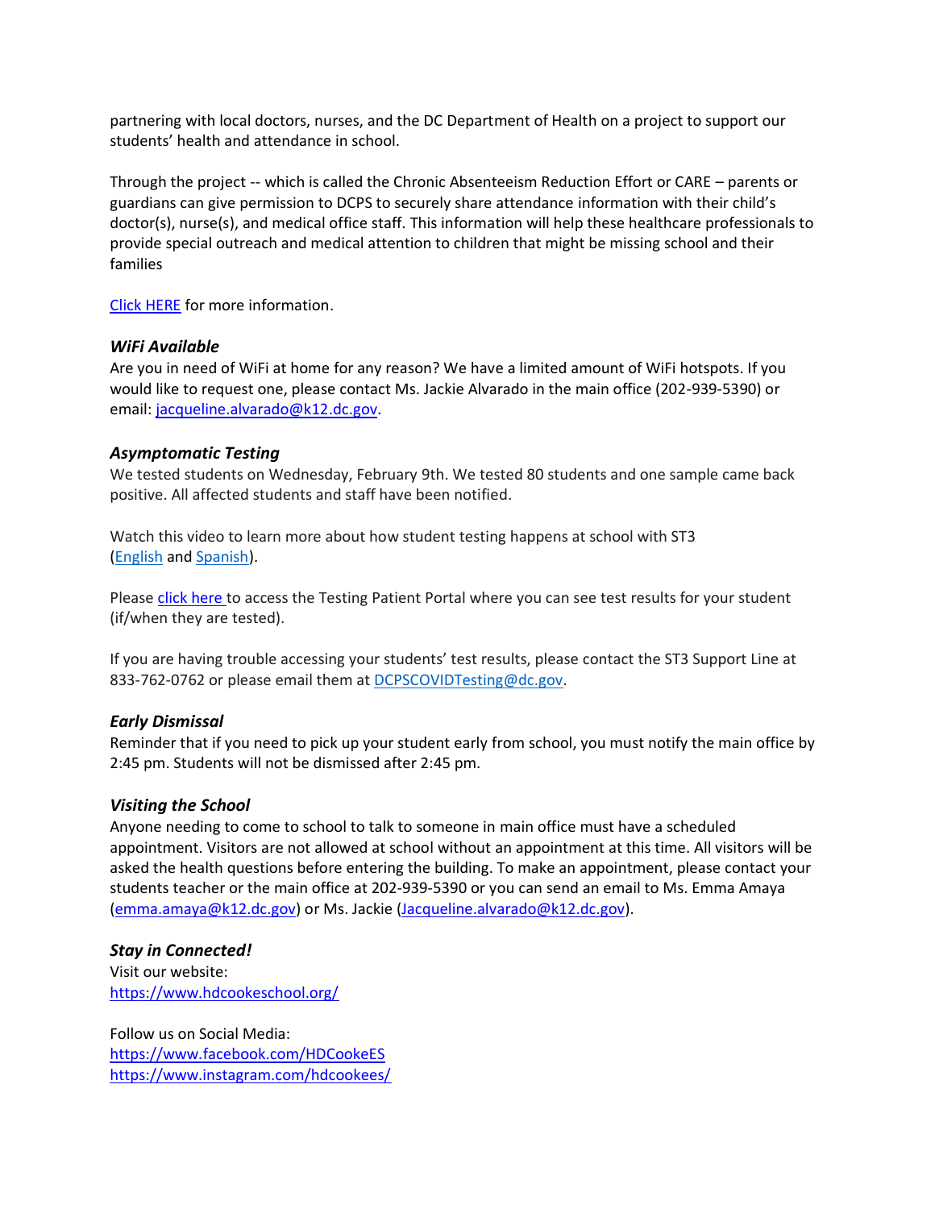partnering with local doctors, nurses, and the DC Department of Health on a project to support our students' health and attendance in school.

Through the project -- which is called the Chronic Absenteeism Reduction Effort or CARE – parents or guardians can give permission to DCPS to securely share attendance information with their child's doctor(s), nurse(s), and medical office staff. This information will help these healthcare professionals to provide special outreach and medical attention to children that might be missing school and their families

Click HERE for more information.

### *WiFi Available*

Are you in need of WiFi at home for any reason? We have a limited amount of WiFi hotspots. If you would like to request one, please contact Ms. Jackie Alvarado in the main office (202-939-5390) or email: jacqueline.alvarado@k12.dc.gov.

### *Asymptomatic Testing*

We tested students on Wednesday, February 9th. We tested 80 students and one sample came back positive. All affected students and staff have been notified.

Watch this video to learn more about how student testing happens at school with ST3 (English and Spanish).

Please click here to access the Testing Patient Portal where you can see test results for your student (if/when they are tested).

If you are having trouble accessing your students' test results, please contact the ST3 Support Line at 833-762-0762 or please email them at DCPSCOVIDTesting@dc.gov.

### *Early Dismissal*

Reminder that if you need to pick up your student early from school, you must notify the main office by 2:45 pm. Students will not be dismissed after 2:45 pm.

### *Visiting the School*

Anyone needing to come to school to talk to someone in main office must have a scheduled appointment. Visitors are not allowed at school without an appointment at this time. All visitors will be asked the health questions before entering the building. To make an appointment, please contact your students teacher or the main office at 202-939-5390 or you can send an email to Ms. Emma Amaya (emma.amaya@k12.dc.gov) or Ms. Jackie (Jacqueline.alvarado@k12.dc.gov).

### *Stay in Connected!*

Visit our website:
https://www.hdcookeschool.org/

Follow us on Social Media:
https://www.facebook.com/HDCookeES
https://www.instagram.com/hdcookees/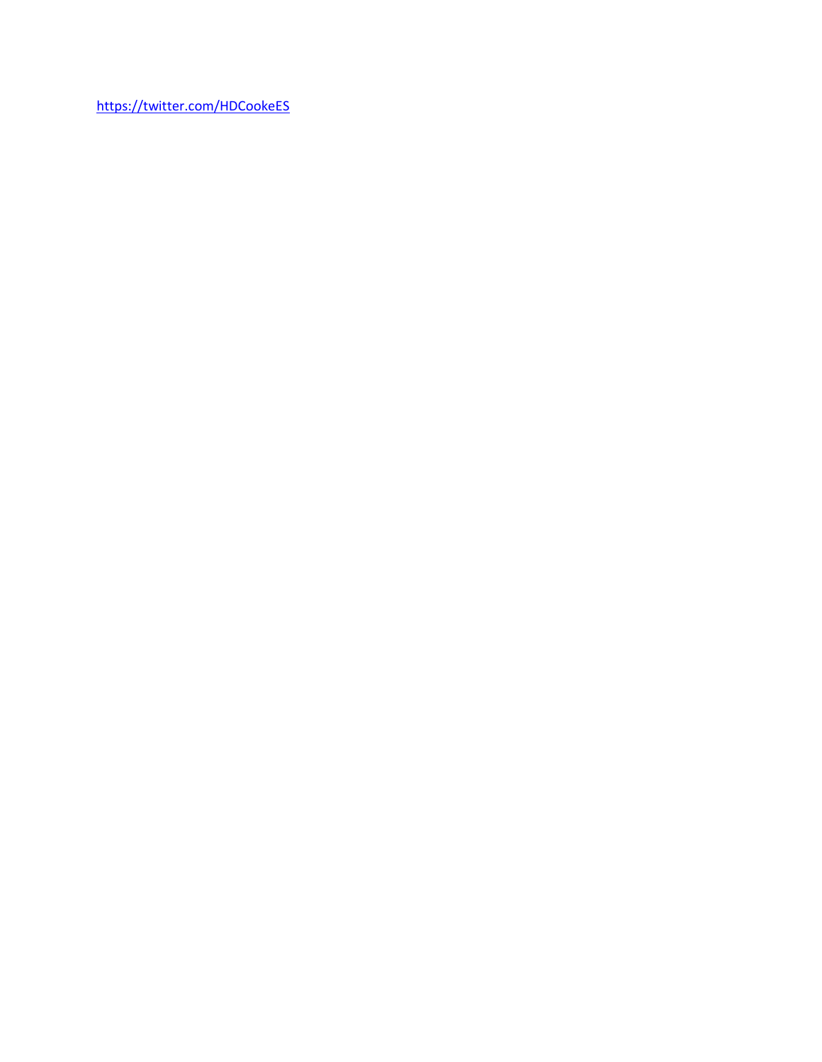https://twitter.com/HDCookeES